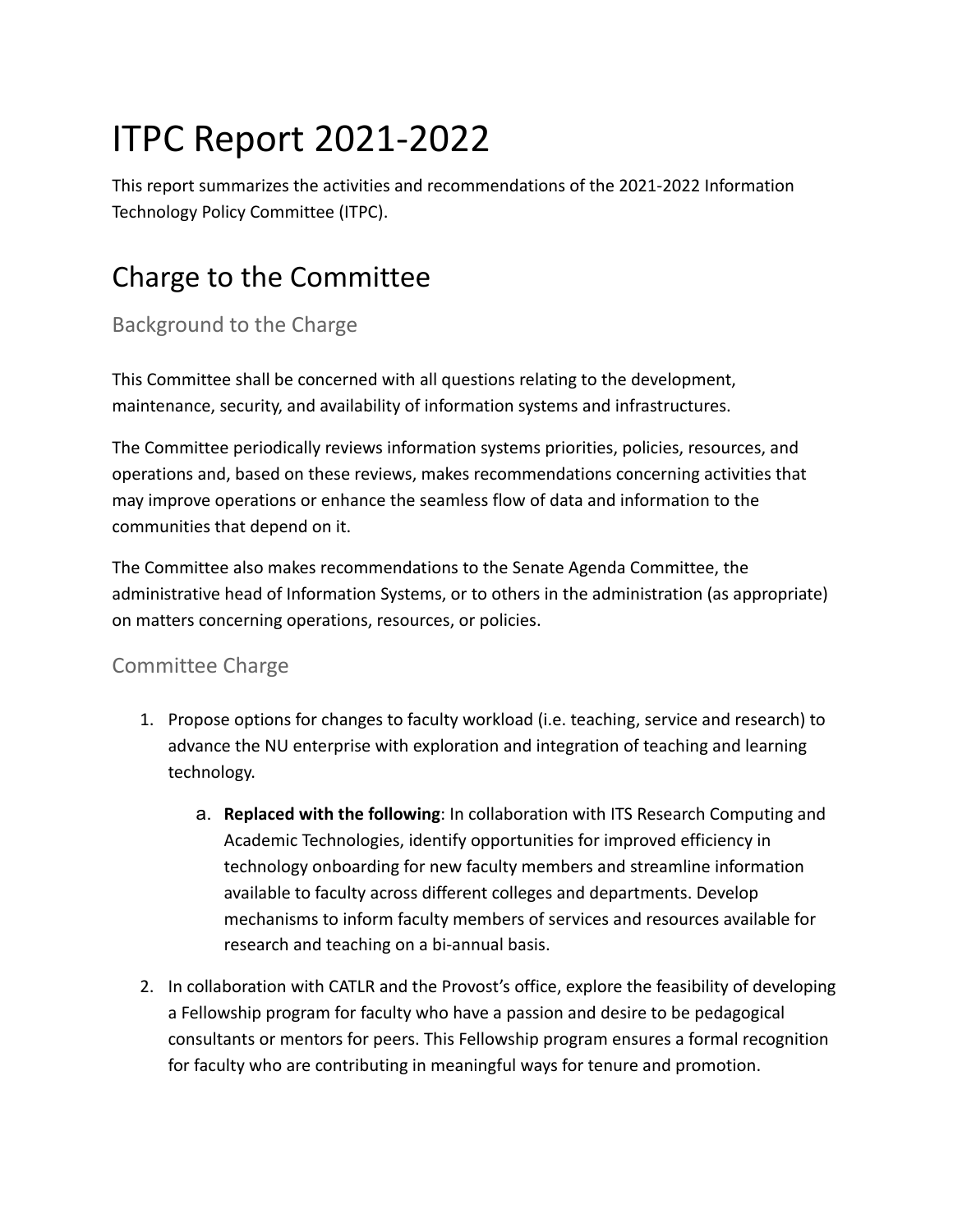# ITPC Report 2021-2022

This report summarizes the activities and recommendations of the 2021-2022 Information Technology Policy Committee (ITPC).

## Charge to the Committee

### Background to the Charge

This Committee shall be concerned with all questions relating to the development, maintenance, security, and availability of information systems and infrastructures.

The Committee periodically reviews information systems priorities, policies, resources, and operations and, based on these reviews, makes recommendations concerning activities that may improve operations or enhance the seamless flow of data and information to the communities that depend on it.

The Committee also makes recommendations to the Senate Agenda Committee, the administrative head of Information Systems, or to others in the administration (as appropriate) on matters concerning operations, resources, or policies.

### Committee Charge

1. Propose options for changes to faculty workload (i.e. teaching, service and research) to advance the NU enterprise with exploration and integration of teaching and learning technology.
    a. **Replaced with the following**: In collaboration with ITS Research Computing and Academic Technologies, identify opportunities for improved efficiency in technology onboarding for new faculty members and streamline information available to faculty across different colleges and departments. Develop mechanisms to inform faculty members of services and resources available for research and teaching on a bi-annual basis.
2. In collaboration with CATLR and the Provost's office, explore the feasibility of developing a Fellowship program for faculty who have a passion and desire to be pedagogical consultants or mentors for peers. This Fellowship program ensures a formal recognition for faculty who are contributing in meaningful ways for tenure and promotion.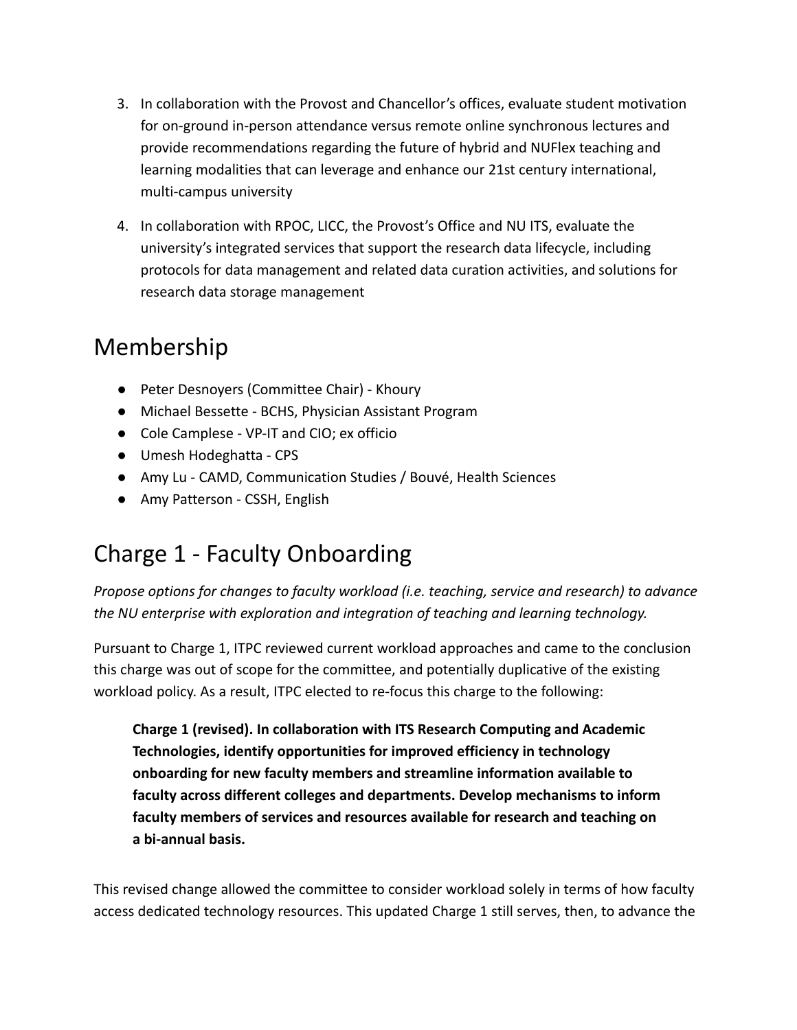3. In collaboration with the Provost and Chancellor's offices, evaluate student motivation for on-ground in-person attendance versus remote online synchronous lectures and provide recommendations regarding the future of hybrid and NUFlex teaching and learning modalities that can leverage and enhance our 21st century international, multi-campus university
4. In collaboration with RPOC, LICC, the Provost's Office and NU ITS, evaluate the university's integrated services that support the research data lifecycle, including protocols for data management and related data curation activities, and solutions for research data storage management

# Membership

- Peter Desnoyers (Committee Chair) - Khoury
- Michael Bessette - BCHS, Physician Assistant Program
- Cole Camplese - VP-IT and CIO; ex officio
- Umesh Hodeghatta - CPS
- Amy Lu - CAMD, Communication Studies / Bouvé, Health Sciences
- Amy Patterson - CSSH, English

# Charge 1 - Faculty Onboarding

*Propose options for changes to faculty workload (i.e. teaching, service and research) to advance the NU enterprise with exploration and integration of teaching and learning technology.*

Pursuant to Charge 1, ITPC reviewed current workload approaches and came to the conclusion this charge was out of scope for the committee, and potentially duplicative of the existing workload policy. As a result, ITPC elected to re-focus this charge to the following:

> **Charge 1 (revised). In collaboration with ITS Research Computing and Academic Technologies, identify opportunities for improved efficiency in technology onboarding for new faculty members and streamline information available to faculty across different colleges and departments. Develop mechanisms to inform faculty members of services and resources available for research and teaching on a bi-annual basis.**

This revised change allowed the committee to consider workload solely in terms of how faculty access dedicated technology resources. This updated Charge 1 still serves, then, to advance the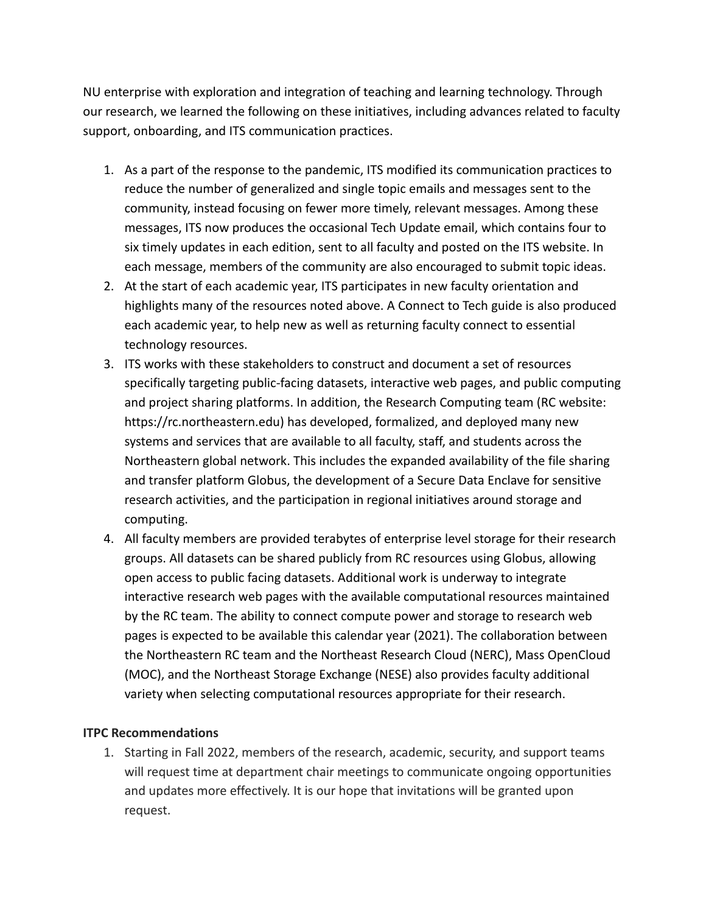NU enterprise with exploration and integration of teaching and learning technology. Through our research, we learned the following on these initiatives, including advances related to faculty support, onboarding, and ITS communication practices.

1. As a part of the response to the pandemic, ITS modified its communication practices to reduce the number of generalized and single topic emails and messages sent to the community, instead focusing on fewer more timely, relevant messages. Among these messages, ITS now produces the occasional Tech Update email, which contains four to six timely updates in each edition, sent to all faculty and posted on the ITS website. In each message, members of the community are also encouraged to submit topic ideas.
2. At the start of each academic year, ITS participates in new faculty orientation and highlights many of the resources noted above. A Connect to Tech guide is also produced each academic year, to help new as well as returning faculty connect to essential technology resources.
3. ITS works with these stakeholders to construct and document a set of resources specifically targeting public-facing datasets, interactive web pages, and public computing and project sharing platforms. In addition, the Research Computing team (RC website: https://rc.northeastern.edu) has developed, formalized, and deployed many new systems and services that are available to all faculty, staff, and students across the Northeastern global network. This includes the expanded availability of the file sharing and transfer platform Globus, the development of a Secure Data Enclave for sensitive research activities, and the participation in regional initiatives around storage and computing.
4. All faculty members are provided terabytes of enterprise level storage for their research groups. All datasets can be shared publicly from RC resources using Globus, allowing open access to public facing datasets. Additional work is underway to integrate interactive research web pages with the available computational resources maintained by the RC team. The ability to connect compute power and storage to research web pages is expected to be available this calendar year (2021). The collaboration between the Northeastern RC team and the Northeast Research Cloud (NERC), Mass OpenCloud (MOC), and the Northeast Storage Exchange (NESE) also provides faculty additional variety when selecting computational resources appropriate for their research.

**ITPC Recommendations**

1. Starting in Fall 2022, members of the research, academic, security, and support teams will request time at department chair meetings to communicate ongoing opportunities and updates more effectively. It is our hope that invitations will be granted upon request.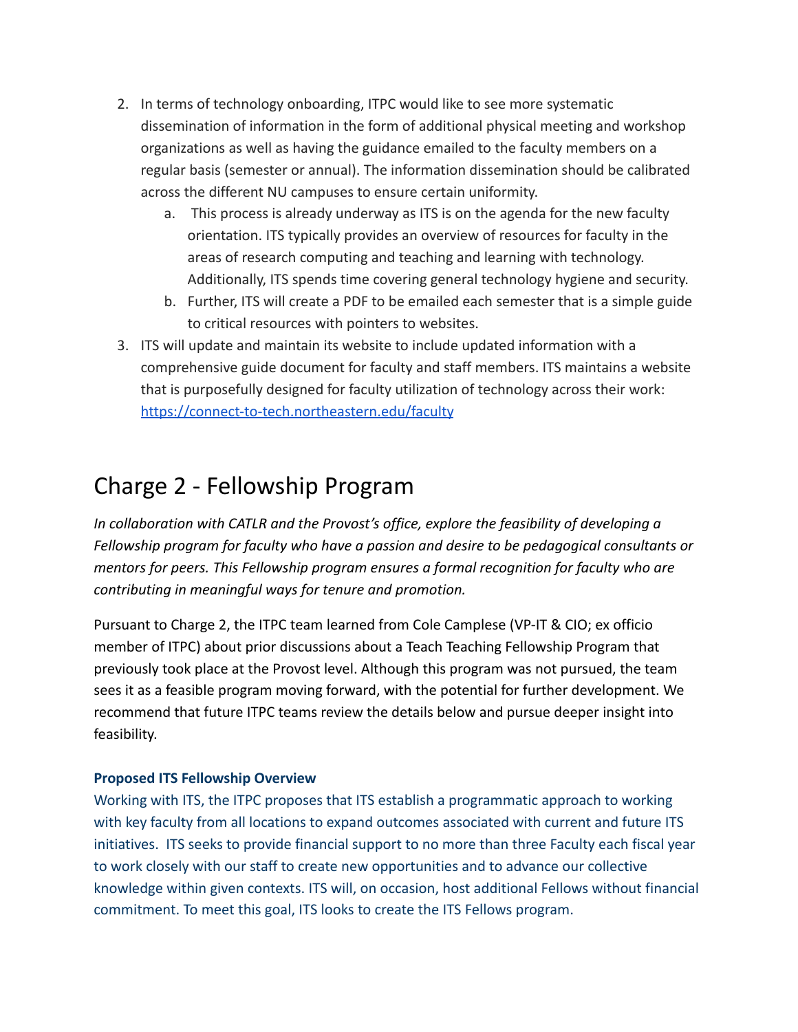2. In terms of technology onboarding, ITPC would like to see more systematic dissemination of information in the form of additional physical meeting and workshop organizations as well as having the guidance emailed to the faculty members on a regular basis (semester or annual). The information dissemination should be calibrated across the different NU campuses to ensure certain uniformity.
    a. This process is already underway as ITS is on the agenda for the new faculty orientation. ITS typically provides an overview of resources for faculty in the areas of research computing and teaching and learning with technology. Additionally, ITS spends time covering general technology hygiene and security.
    b. Further, ITS will create a PDF to be emailed each semester that is a simple guide to critical resources with pointers to websites.
3. ITS will update and maintain its website to include updated information with a comprehensive guide document for faculty and staff members. ITS maintains a website that is purposefully designed for faculty utilization of technology across their work: [https://connect-to-tech.northeastern.edu/faculty](https://connect-to-tech.northeastern.edu/faculty)

# Charge 2 - Fellowship Program

*In collaboration with CATLR and the Provost's office, explore the feasibility of developing a Fellowship program for faculty who have a passion and desire to be pedagogical consultants or mentors for peers. This Fellowship program ensures a formal recognition for faculty who are contributing in meaningful ways for tenure and promotion.*

Pursuant to Charge 2, the ITPC team learned from Cole Camplese (VP-IT & CIO; ex officio member of ITPC) about prior discussions about a Teach Teaching Fellowship Program that previously took place at the Provost level. Although this program was not pursued, the team sees it as a feasible program moving forward, with the potential for further development. We recommend that future ITPC teams review the details below and pursue deeper insight into feasibility.

### Proposed ITS Fellowship Overview

Working with ITS, the ITPC proposes that ITS establish a programmatic approach to working with key faculty from all locations to expand outcomes associated with current and future ITS initiatives. ITS seeks to provide financial support to no more than three Faculty each fiscal year to work closely with our staff to create new opportunities and to advance our collective knowledge within given contexts. ITS will, on occasion, host additional Fellows without financial commitment. To meet this goal, ITS looks to create the ITS Fellows program.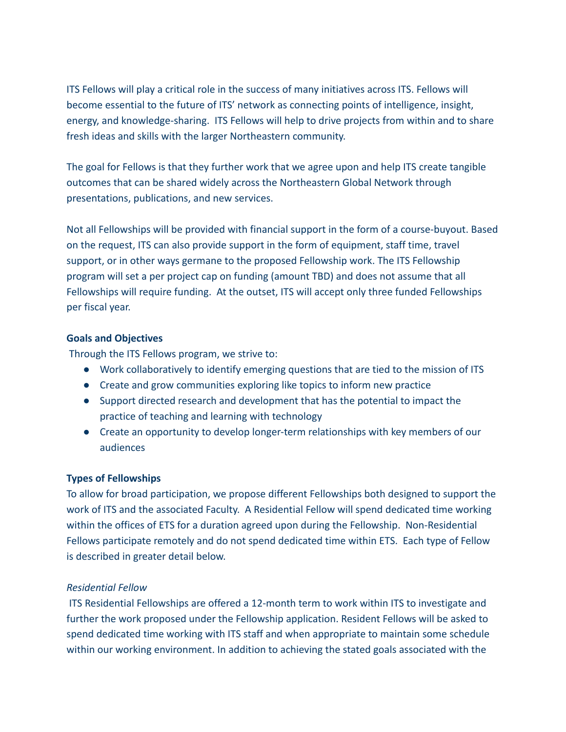ITS Fellows will play a critical role in the success of many initiatives across ITS. Fellows will become essential to the future of ITS' network as connecting points of intelligence, insight, energy, and knowledge-sharing. ITS Fellows will help to drive projects from within and to share fresh ideas and skills with the larger Northeastern community.

The goal for Fellows is that they further work that we agree upon and help ITS create tangible outcomes that can be shared widely across the Northeastern Global Network through presentations, publications, and new services.

Not all Fellowships will be provided with financial support in the form of a course-buyout. Based on the request, ITS can also provide support in the form of equipment, staff time, travel support, or in other ways germane to the proposed Fellowship work. The ITS Fellowship program will set a per project cap on funding (amount TBD) and does not assume that all Fellowships will require funding. At the outset, ITS will accept only three funded Fellowships per fiscal year.

**Goals and Objectives**

Through the ITS Fellows program, we strive to:

- Work collaboratively to identify emerging questions that are tied to the mission of ITS
- Create and grow communities exploring like topics to inform new practice
- Support directed research and development that has the potential to impact the practice of teaching and learning with technology
- Create an opportunity to develop longer-term relationships with key members of our audiences

**Types of Fellowships**

To allow for broad participation, we propose different Fellowships both designed to support the work of ITS and the associated Faculty. A Residential Fellow will spend dedicated time working within the offices of ETS for a duration agreed upon during the Fellowship. Non-Residential Fellows participate remotely and do not spend dedicated time within ETS. Each type of Fellow is described in greater detail below.

*Residential Fellow*

ITS Residential Fellowships are offered a 12-month term to work within ITS to investigate and further the work proposed under the Fellowship application. Resident Fellows will be asked to spend dedicated time working with ITS staff and when appropriate to maintain some schedule within our working environment. In addition to achieving the stated goals associated with the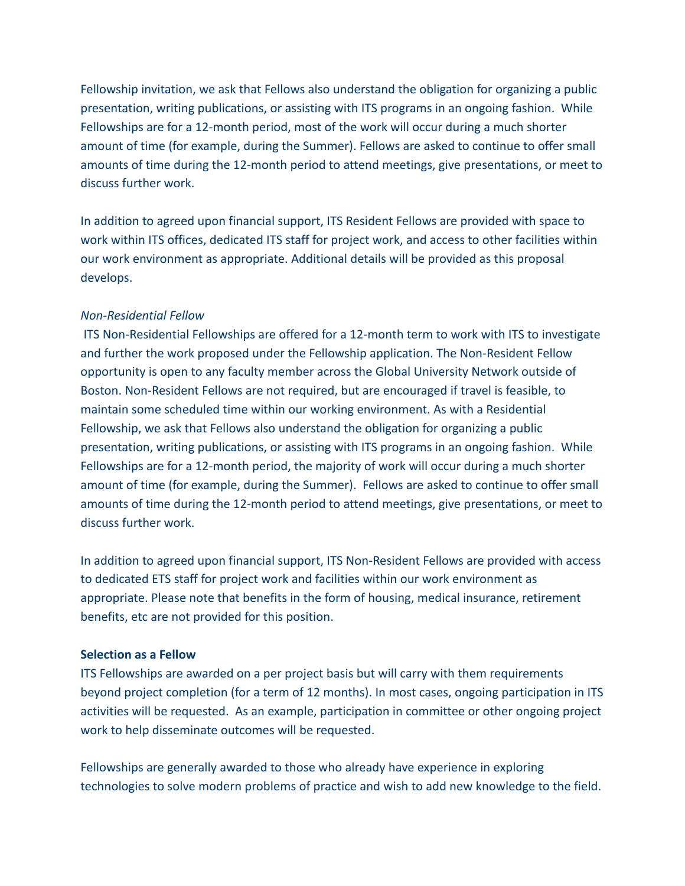Fellowship invitation, we ask that Fellows also understand the obligation for organizing a public presentation, writing publications, or assisting with ITS programs in an ongoing fashion. While Fellowships are for a 12-month period, most of the work will occur during a much shorter amount of time (for example, during the Summer). Fellows are asked to continue to offer small amounts of time during the 12-month period to attend meetings, give presentations, or meet to discuss further work.

In addition to agreed upon financial support, ITS Resident Fellows are provided with space to work within ITS offices, dedicated ITS staff for project work, and access to other facilities within our work environment as appropriate. Additional details will be provided as this proposal develops.

*Non-Residential Fellow*

ITS Non-Residential Fellowships are offered for a 12-month term to work with ITS to investigate and further the work proposed under the Fellowship application. The Non-Resident Fellow opportunity is open to any faculty member across the Global University Network outside of Boston. Non-Resident Fellows are not required, but are encouraged if travel is feasible, to maintain some scheduled time within our working environment. As with a Residential Fellowship, we ask that Fellows also understand the obligation for organizing a public presentation, writing publications, or assisting with ITS programs in an ongoing fashion. While Fellowships are for a 12-month period, the majority of work will occur during a much shorter amount of time (for example, during the Summer). Fellows are asked to continue to offer small amounts of time during the 12-month period to attend meetings, give presentations, or meet to discuss further work.

In addition to agreed upon financial support, ITS Non-Resident Fellows are provided with access to dedicated ETS staff for project work and facilities within our work environment as appropriate. Please note that benefits in the form of housing, medical insurance, retirement benefits, etc are not provided for this position.

**Selection as a Fellow**

ITS Fellowships are awarded on a per project basis but will carry with them requirements beyond project completion (for a term of 12 months). In most cases, ongoing participation in ITS activities will be requested. As an example, participation in committee or other ongoing project work to help disseminate outcomes will be requested.

Fellowships are generally awarded to those who already have experience in exploring technologies to solve modern problems of practice and wish to add new knowledge to the field.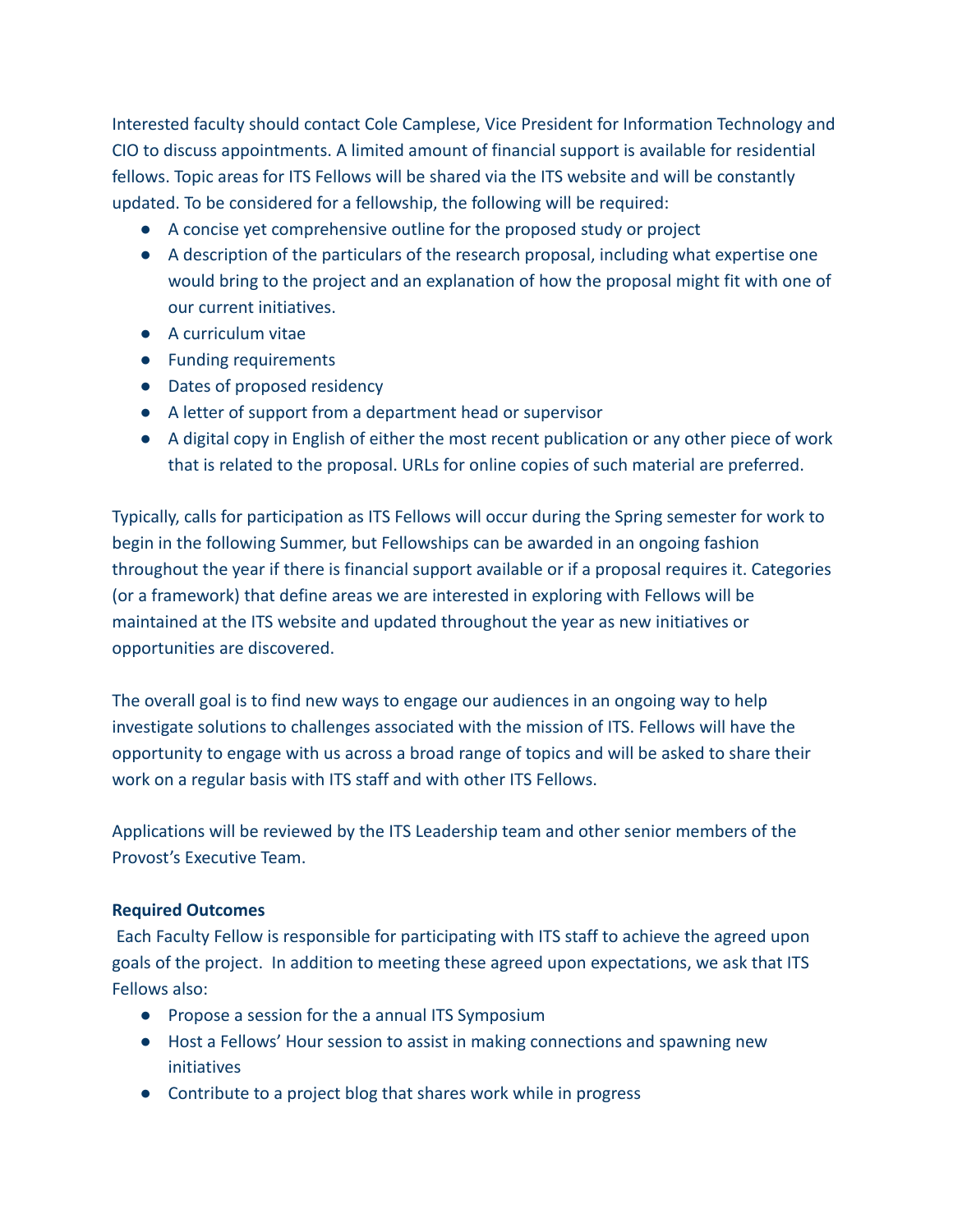Interested faculty should contact Cole Camplese, Vice President for Information Technology and CIO to discuss appointments. A limited amount of financial support is available for residential fellows. Topic areas for ITS Fellows will be shared via the ITS website and will be constantly updated. To be considered for a fellowship, the following will be required:

- A concise yet comprehensive outline for the proposed study or project
- A description of the particulars of the research proposal, including what expertise one would bring to the project and an explanation of how the proposal might fit with one of our current initiatives.
- A curriculum vitae
- Funding requirements
- Dates of proposed residency
- A letter of support from a department head or supervisor
- A digital copy in English of either the most recent publication or any other piece of work that is related to the proposal. URLs for online copies of such material are preferred.

Typically, calls for participation as ITS Fellows will occur during the Spring semester for work to begin in the following Summer, but Fellowships can be awarded in an ongoing fashion throughout the year if there is financial support available or if a proposal requires it. Categories (or a framework) that define areas we are interested in exploring with Fellows will be maintained at the ITS website and updated throughout the year as new initiatives or opportunities are discovered.

The overall goal is to find new ways to engage our audiences in an ongoing way to help investigate solutions to challenges associated with the mission of ITS. Fellows will have the opportunity to engage with us across a broad range of topics and will be asked to share their work on a regular basis with ITS staff and with other ITS Fellows.

Applications will be reviewed by the ITS Leadership team and other senior members of the Provost's Executive Team.

**Required Outcomes**

Each Faculty Fellow is responsible for participating with ITS staff to achieve the agreed upon goals of the project. In addition to meeting these agreed upon expectations, we ask that ITS Fellows also:

- Propose a session for the a annual ITS Symposium
- Host a Fellows' Hour session to assist in making connections and spawning new initiatives
- Contribute to a project blog that shares work while in progress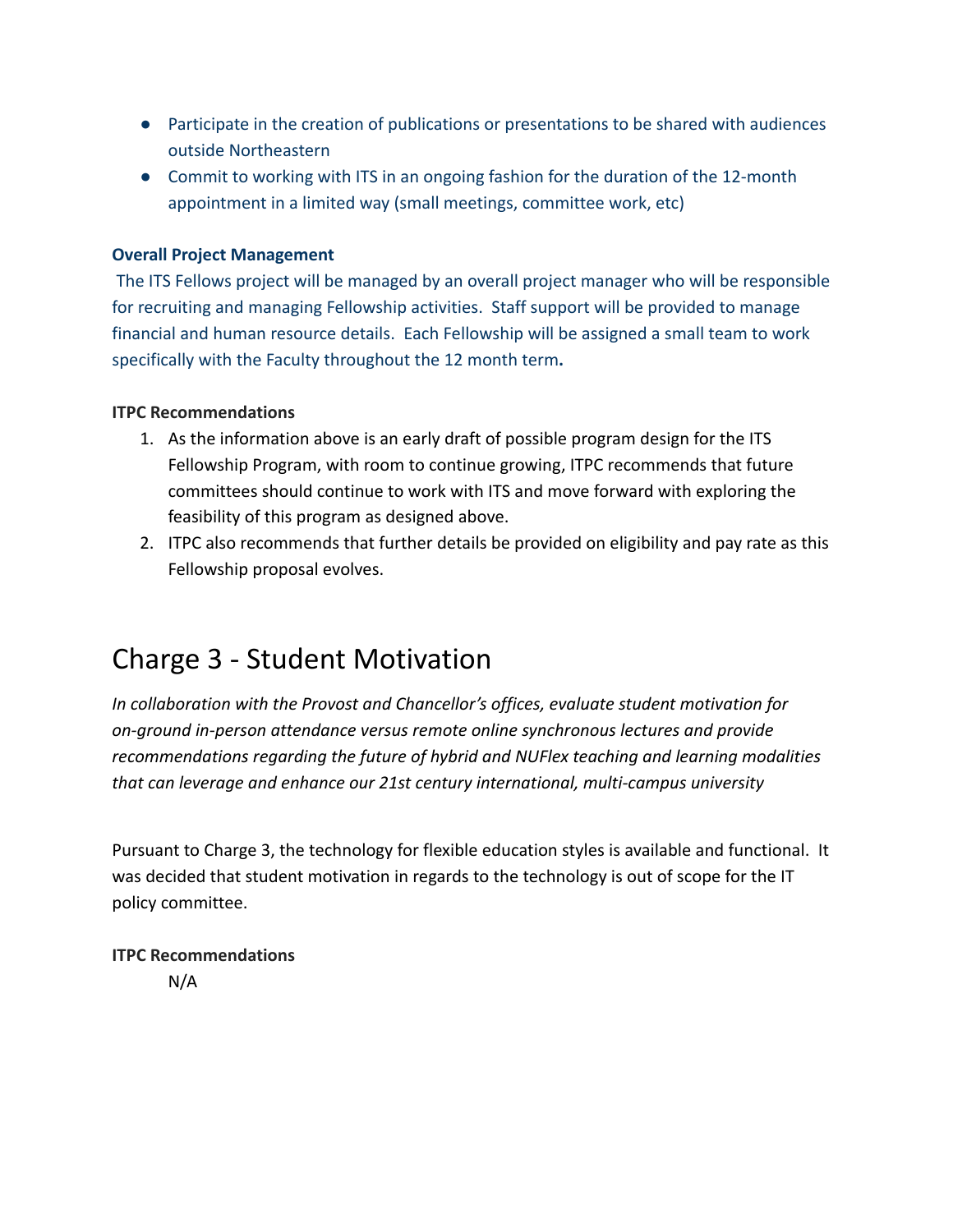- Participate in the creation of publications or presentations to be shared with audiences outside Northeastern
- Commit to working with ITS in an ongoing fashion for the duration of the 12-month appointment in a limited way (small meetings, committee work, etc)

**Overall Project Management**

The ITS Fellows project will be managed by an overall project manager who will be responsible for recruiting and managing Fellowship activities. Staff support will be provided to manage financial and human resource details. Each Fellowship will be assigned a small team to work specifically with the Faculty throughout the 12 month term.

**ITPC Recommendations**

1. As the information above is an early draft of possible program design for the ITS Fellowship Program, with room to continue growing, ITPC recommends that future committees should continue to work with ITS and move forward with exploring the feasibility of this program as designed above.
2. ITPC also recommends that further details be provided on eligibility and pay rate as this Fellowship proposal evolves.

# Charge 3 - Student Motivation

*In collaboration with the Provost and Chancellor's offices, evaluate student motivation for on-ground in-person attendance versus remote online synchronous lectures and provide recommendations regarding the future of hybrid and NUFlex teaching and learning modalities that can leverage and enhance our 21st century international, multi-campus university*

Pursuant to Charge 3, the technology for flexible education styles is available and functional. It was decided that student motivation in regards to the technology is out of scope for the IT policy committee.

**ITPC Recommendations**

N/A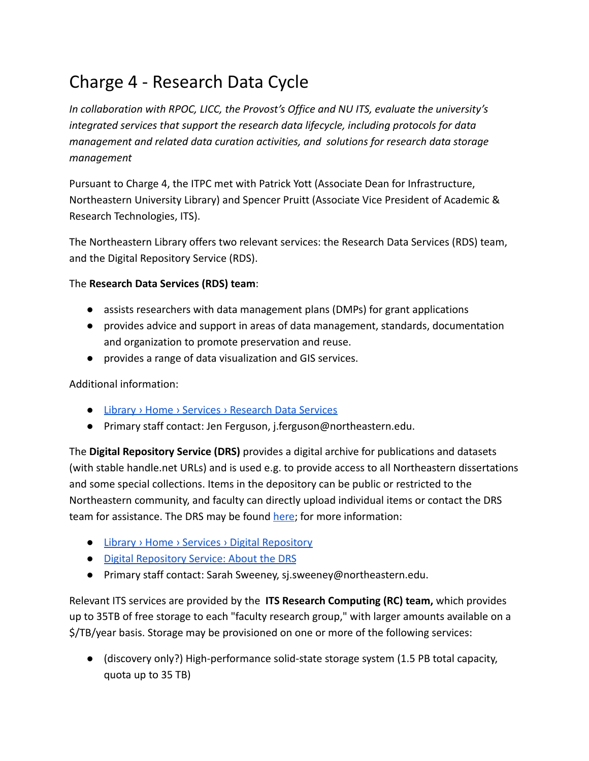# Charge 4 - Research Data Cycle

*In collaboration with RPOC, LICC, the Provost's Office and NU ITS, evaluate the university's integrated services that support the research data lifecycle, including protocols for data management and related data curation activities, and solutions for research data storage management*

Pursuant to Charge 4, the ITPC met with Patrick Yott (Associate Dean for Infrastructure, Northeastern University Library) and Spencer Pruitt (Associate Vice President of Academic & Research Technologies, ITS).

The Northeastern Library offers two relevant services: the Research Data Services (RDS) team, and the Digital Repository Service (RDS).

The **Research Data Services (RDS) team**:

- assists researchers with data management plans (DMPs) for grant applications
- provides advice and support in areas of data management, standards, documentation and organization to promote preservation and reuse.
- provides a range of data visualization and GIS services.

Additional information:

- [Library › Home › Services › Research Data Services]
- Primary staff contact: Jen Ferguson, j.ferguson@northeastern.edu.

The **Digital Repository Service (DRS)** provides a digital archive for publications and datasets (with stable handle.net URLs) and is used e.g. to provide access to all Northeastern dissertations and some special collections. Items in the depository can be public or restricted to the Northeastern community, and faculty can directly upload individual items or contact the DRS team for assistance. The DRS may be found [here]; for more information:

- [Library › Home › Services › Digital Repository]
- [Digital Repository Service: About the DRS]
- Primary staff contact: Sarah Sweeney, sj.sweeney@northeastern.edu.

Relevant ITS services are provided by the **ITS Research Computing (RC) team,** which provides up to 35TB of free storage to each "faculty research group," with larger amounts available on a $/TB/year basis. Storage may be provisioned on one or more of the following services:

- (discovery only?) High-performance solid-state storage system (1.5 PB total capacity, quota up to 35 TB)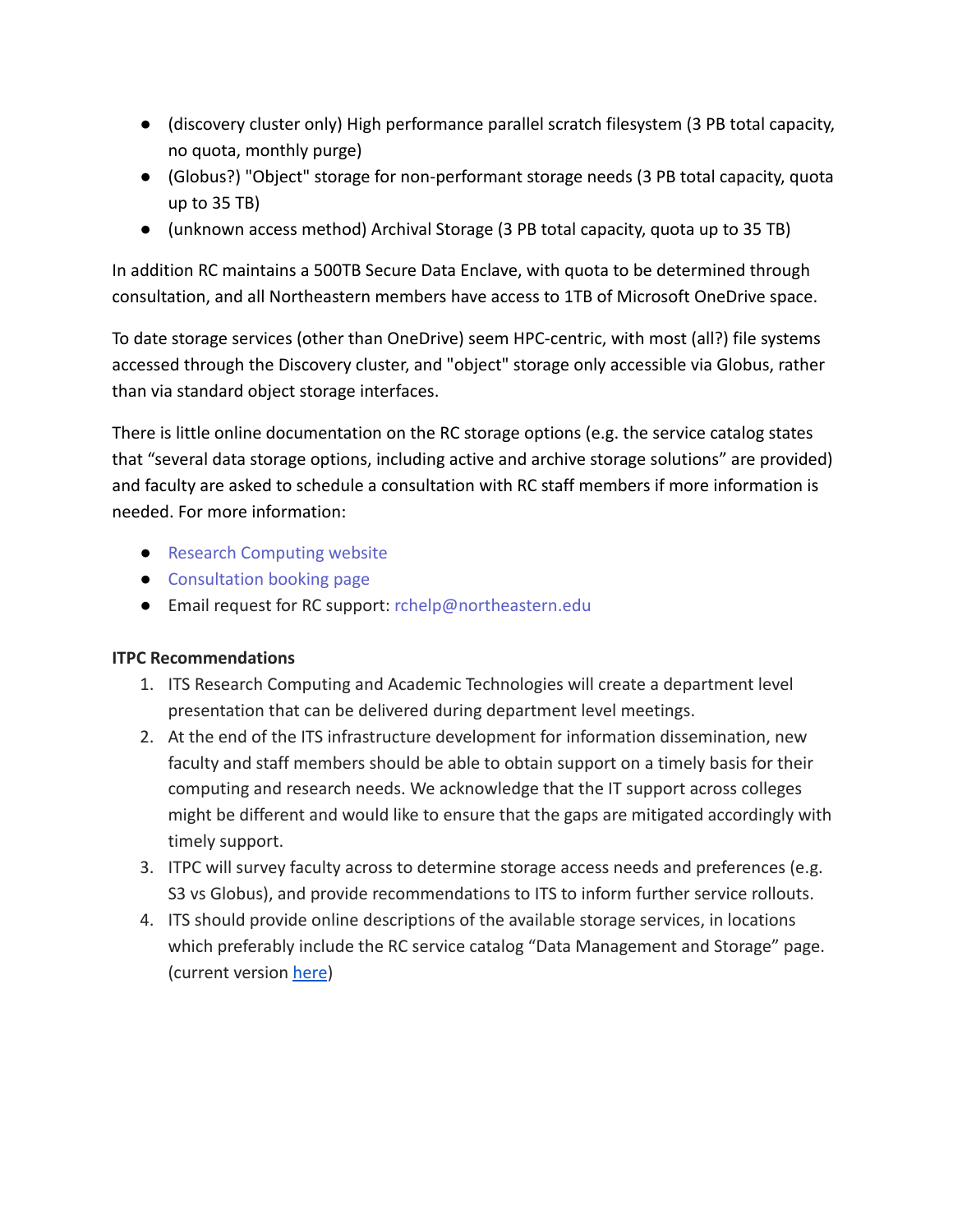- (discovery cluster only) High performance parallel scratch filesystem (3 PB total capacity, no quota, monthly purge)
- (Globus?) "Object" storage for non-performant storage needs (3 PB total capacity, quota up to 35 TB)
- (unknown access method) Archival Storage (3 PB total capacity, quota up to 35 TB)

In addition RC maintains a 500TB Secure Data Enclave, with quota to be determined through consultation, and all Northeastern members have access to 1TB of Microsoft OneDrive space.

To date storage services (other than OneDrive) seem HPC-centric, with most (all?) file systems accessed through the Discovery cluster, and "object" storage only accessible via Globus, rather than via standard object storage interfaces.

There is little online documentation on the RC storage options (e.g. the service catalog states that "several data storage options, including active and archive storage solutions" are provided) and faculty are asked to schedule a consultation with RC staff members if more information is needed. For more information:

- Research Computing website
- Consultation booking page
- Email request for RC support: rchelp@northeastern.edu

**ITPC Recommendations**

1. ITS Research Computing and Academic Technologies will create a department level presentation that can be delivered during department level meetings.
2. At the end of the ITS infrastructure development for information dissemination, new faculty and staff members should be able to obtain support on a timely basis for their computing and research needs. We acknowledge that the IT support across colleges might be different and would like to ensure that the gaps are mitigated accordingly with timely support.
3. ITPC will survey faculty across to determine storage access needs and preferences (e.g. S3 vs Globus), and provide recommendations to ITS to inform further service rollouts.
4. ITS should provide online descriptions of the available storage services, in locations which preferably include the RC service catalog "Data Management and Storage" page. (current version here)